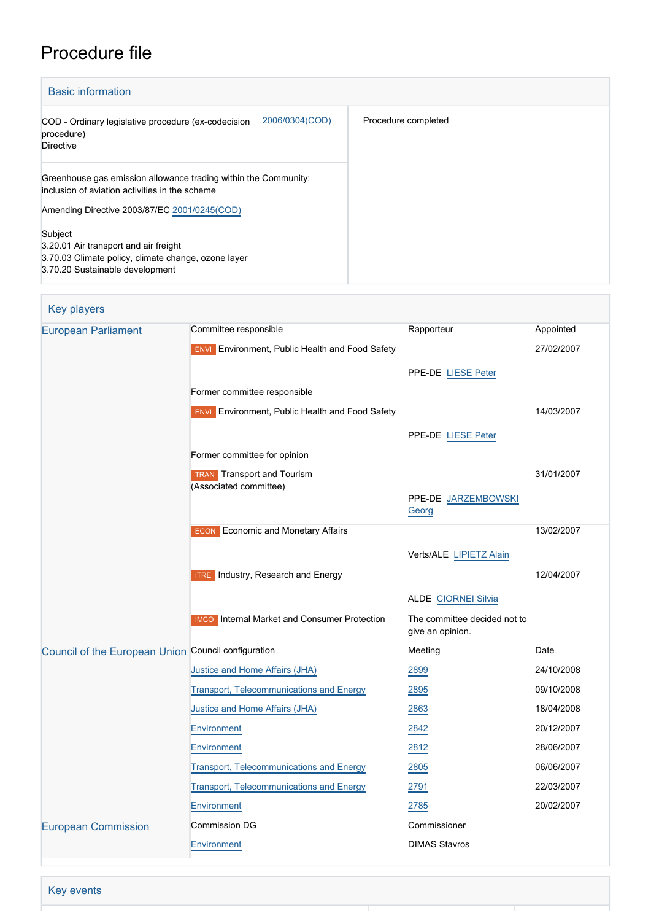# Procedure file

## Basic information

| | |
|---|---|
| COD - Ordinary legislative procedure (ex-codecision procedure)<br>Directive<br>2006/0304(COD) | Procedure completed |
| Greenhouse gas emission allowance trading within the Community: inclusion of aviation activities in the scheme<br><br>Amending Directive 2003/87/EC 2001/0245(COD)<br><br>Subject<br>3.20.01 Air transport and air freight<br>3.70.03 Climate policy, climate change, ozone layer<br>3.70.20 Sustainable development | |

## Key players

| | | | |
|---|---|---|---|
| European Parliament | Committee responsible | Rapporteur | Appointed |
| | ENVI Environment, Public Health and Food Safety | PPE-DE LIESE Peter | 27/02/2007 |
| | Former committee responsible | | |
| | ENVI Environment, Public Health and Food Safety | PPE-DE LIESE Peter | 14/03/2007 |
| | Former committee for opinion | | |
| | TRAN Transport and Tourism (Associated committee) | PPE-DE JARZEMBOWSKI Georg | 31/01/2007 |
| | ECON Economic and Monetary Affairs | Verts/ALE LIPIETZ Alain | 13/02/2007 |
| | ITRE Industry, Research and Energy | ALDE CIORNEI Silvia | 12/04/2007 |
| | IMCO Internal Market and Consumer Protection | The committee decided not to give an opinion. | |
| Council of the European Union | Council configuration | Meeting | Date |
| | Justice and Home Affairs (JHA) | 2899 | 24/10/2008 |
| | Transport, Telecommunications and Energy | 2895 | 09/10/2008 |
| | Justice and Home Affairs (JHA) | 2863 | 18/04/2008 |
| | Environment | 2842 | 20/12/2007 |
| | Environment | 2812 | 28/06/2007 |
| | Transport, Telecommunications and Energy | 2805 | 06/06/2007 |
| | Transport, Telecommunications and Energy | 2791 | 22/03/2007 |
| | Environment | 2785 | 20/02/2007 |
| European Commission | Commission DG | Commissioner | |
| | Environment | DIMAS Stavros | |

## Key events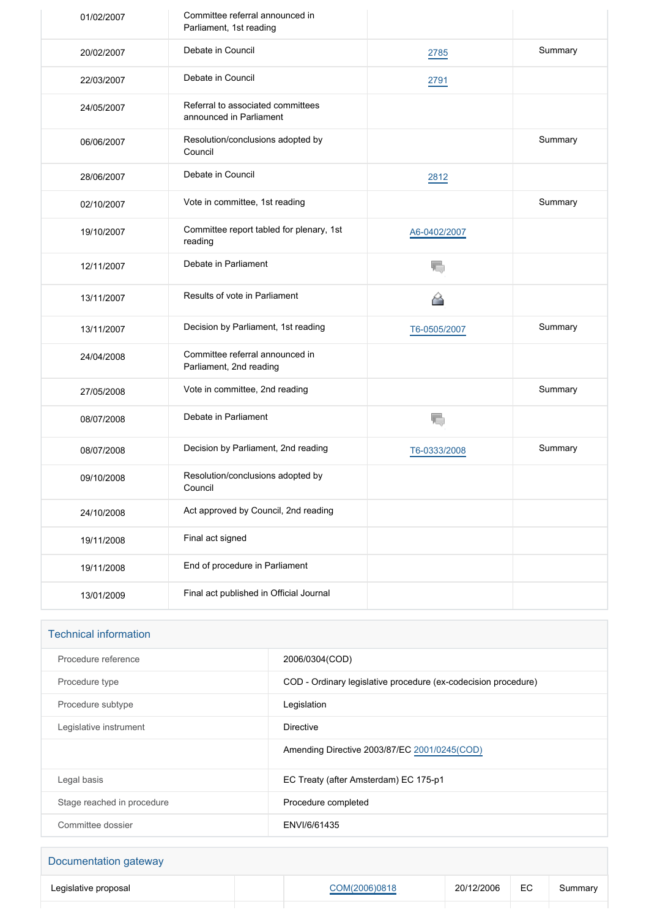| | | | |
|---|---|---|---|
| 01/02/2007 | Committee referral announced in Parliament, 1st reading | | |
| 20/02/2007 | Debate in Council | 2785 | Summary |
| 22/03/2007 | Debate in Council | 2791 | |
| 24/05/2007 | Referral to associated committees announced in Parliament | | |
| 06/06/2007 | Resolution/conclusions adopted by Council | | Summary |
| 28/06/2007 | Debate in Council | 2812 | |
| 02/10/2007 | Vote in committee, 1st reading | | Summary |
| 19/10/2007 | Committee report tabled for plenary, 1st reading | A6-0402/2007 | |
| 12/11/2007 | Debate in Parliament | | |
| 13/11/2007 | Results of vote in Parliament | | |
| 13/11/2007 | Decision by Parliament, 1st reading | T6-0505/2007 | Summary |
| 24/04/2008 | Committee referral announced in Parliament, 2nd reading | | |
| 27/05/2008 | Vote in committee, 2nd reading | | Summary |
| 08/07/2008 | Debate in Parliament | | |
| 08/07/2008 | Decision by Parliament, 2nd reading | T6-0333/2008 | Summary |
| 09/10/2008 | Resolution/conclusions adopted by Council | | |
| 24/10/2008 | Act approved by Council, 2nd reading | | |
| 19/11/2008 | Final act signed | | |
| 19/11/2008 | End of procedure in Parliament | | |
| 13/01/2009 | Final act published in Official Journal | | |

## Technical information

| | |
|---|---|
| Procedure reference | 2006/0304(COD) |
| Procedure type | COD - Ordinary legislative procedure (ex-codecision procedure) |
| Procedure subtype | Legislation |
| Legislative instrument | Directive |
| | Amending Directive 2003/87/EC 2001/0245(COD) |
| Legal basis | EC Treaty (after Amsterdam) EC 175-p1 |
| Stage reached in procedure | Procedure completed |
| Committee dossier | ENVI/6/61435 |

## Documentation gateway

| | | | | | |
|---|---|---|---|---|---|
| Legislative proposal | | COM(2006)0818 | 20/12/2006 | EC | Summary |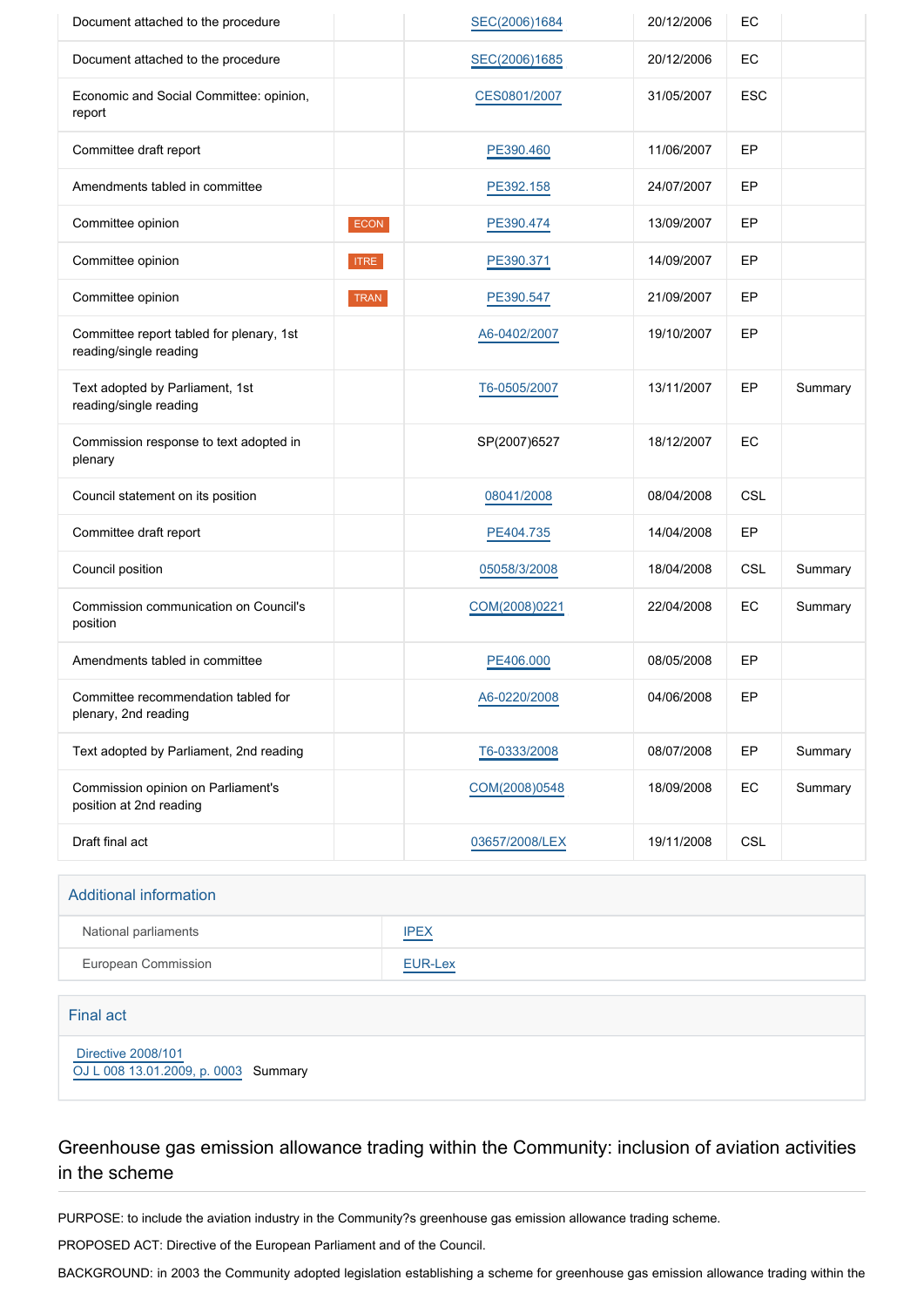| | | | | | |
|---|---|---|---|---|---|
| Document attached to the procedure | | SEC(2006)1684 | 20/12/2006 | EC | |
| Document attached to the procedure | | SEC(2006)1685 | 20/12/2006 | EC | |
| Economic and Social Committee: opinion, report | | CES0801/2007 | 31/05/2007 | ESC | |
| Committee draft report | | PE390.460 | 11/06/2007 | EP | |
| Amendments tabled in committee | | PE392.158 | 24/07/2007 | EP | |
| Committee opinion | ECON | PE390.474 | 13/09/2007 | EP | |
| Committee opinion | ITRE | PE390.371 | 14/09/2007 | EP | |
| Committee opinion | TRAN | PE390.547 | 21/09/2007 | EP | |
| Committee report tabled for plenary, 1st reading/single reading | | A6-0402/2007 | 19/10/2007 | EP | |
| Text adopted by Parliament, 1st reading/single reading | | T6-0505/2007 | 13/11/2007 | EP | Summary |
| Commission response to text adopted in plenary | | SP(2007)6527 | 18/12/2007 | EC | |
| Council statement on its position | | 08041/2008 | 08/04/2008 | CSL | |
| Committee draft report | | PE404.735 | 14/04/2008 | EP | |
| Council position | | 05058/3/2008 | 18/04/2008 | CSL | Summary |
| Commission communication on Council's position | | COM(2008)0221 | 22/04/2008 | EC | Summary |
| Amendments tabled in committee | | PE406.000 | 08/05/2008 | EP | |
| Committee recommendation tabled for plenary, 2nd reading | | A6-0220/2008 | 04/06/2008 | EP | |
| Text adopted by Parliament, 2nd reading | | T6-0333/2008 | 08/07/2008 | EP | Summary |
| Commission opinion on Parliament's position at 2nd reading | | COM(2008)0548 | 18/09/2008 | EC | Summary |
| Draft final act | | 03657/2008/LEX | 19/11/2008 | CSL | |

## Additional information

| | |
|---|---|
| National parliaments | IPEX |
| European Commission | EUR-Lex |

## Final act

Directive 2008/101
OJ L 008 13.01.2009, p. 0003 Summary

# Greenhouse gas emission allowance trading within the Community: inclusion of aviation activities in the scheme

PURPOSE: to include the aviation industry in the Community?s greenhouse gas emission allowance trading scheme.

PROPOSED ACT: Directive of the European Parliament and of the Council.

BACKGROUND: in 2003 the Community adopted legislation establishing a scheme for greenhouse gas emission allowance trading within the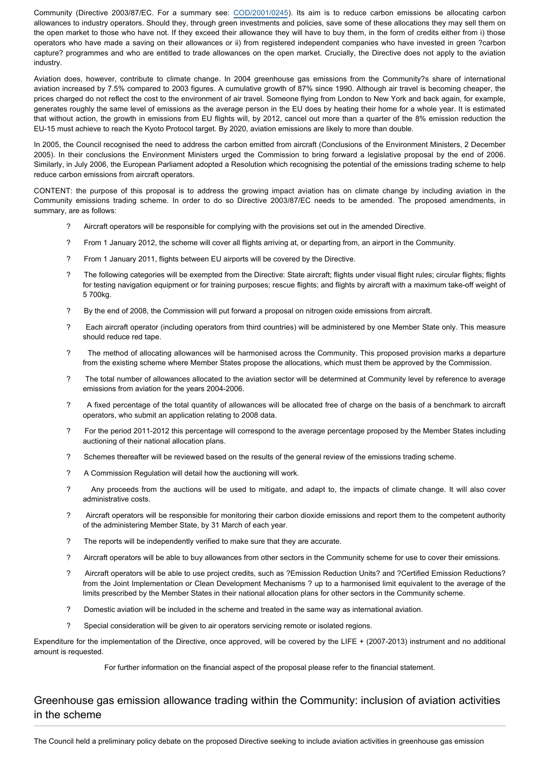Community (Directive 2003/87/EC. For a summary see: COD/2001/0245). Its aim is to reduce carbon emissions be allocating carbon allowances to industry operators. Should they, through green investments and policies, save some of these allocations they may sell them on the open market to those who have not. If they exceed their allowance they will have to buy them, in the form of credits either from i) those operators who have made a saving on their allowances or ii) from registered independent companies who have invested in green ?carbon capture? programmes and who are entitled to trade allowances on the open market. Crucially, the Directive does not apply to the aviation industry.

Aviation does, however, contribute to climate change. In 2004 greenhouse gas emissions from the Community?s share of international aviation increased by 7.5% compared to 2003 figures. A cumulative growth of 87% since 1990. Although air travel is becoming cheaper, the prices charged do not reflect the cost to the environment of air travel. Someone flying from London to New York and back again, for example, generates roughly the same level of emissions as the average person in the EU does by heating their home for a whole year. It is estimated that without action, the growth in emissions from EU flights will, by 2012, cancel out more than a quarter of the 8% emission reduction the EU-15 must achieve to reach the Kyoto Protocol target. By 2020, aviation emissions are likely to more than double.

In 2005, the Council recognised the need to address the carbon emitted from aircraft (Conclusions of the Environment Ministers, 2 December 2005). In their conclusions the Environment Ministers urged the Commission to bring forward a legislative proposal by the end of 2006. Similarly, in July 2006, the European Parliament adopted a Resolution which recognising the potential of the emissions trading scheme to help reduce carbon emissions from aircraft operators.

CONTENT: the purpose of this proposal is to address the growing impact aviation has on climate change by including aviation in the Community emissions trading scheme. In order to do so Directive 2003/87/EC needs to be amended. The proposed amendments, in summary, are as follows:

- Aircraft operators will be responsible for complying with the provisions set out in the amended Directive.
- From 1 January 2012, the scheme will cover all flights arriving at, or departing from, an airport in the Community.
- From 1 January 2011, flights between EU airports will be covered by the Directive.
- The following categories will be exempted from the Directive: State aircraft; flights under visual flight rules; circular flights; flights for testing navigation equipment or for training purposes; rescue flights; and flights by aircraft with a maximum take-off weight of 5 700kg.
- By the end of 2008, the Commission will put forward a proposal on nitrogen oxide emissions from aircraft.
- Each aircraft operator (including operators from third countries) will be administered by one Member State only. This measure should reduce red tape.
- The method of allocating allowances will be harmonised across the Community. This proposed provision marks a departure from the existing scheme where Member States propose the allocations, which must them be approved by the Commission.
- The total number of allowances allocated to the aviation sector will be determined at Community level by reference to average emissions from aviation for the years 2004-2006.
- A fixed percentage of the total quantity of allowances will be allocated free of charge on the basis of a benchmark to aircraft operators, who submit an application relating to 2008 data.
- For the period 2011-2012 this percentage will correspond to the average percentage proposed by the Member States including auctioning of their national allocation plans.
- Schemes thereafter will be reviewed based on the results of the general review of the emissions trading scheme.
- A Commission Regulation will detail how the auctioning will work.
- Any proceeds from the auctions will be used to mitigate, and adapt to, the impacts of climate change. It will also cover administrative costs.
- Aircraft operators will be responsible for monitoring their carbon dioxide emissions and report them to the competent authority of the administering Member State, by 31 March of each year.
- The reports will be independently verified to make sure that they are accurate.
- Aircraft operators will be able to buy allowances from other sectors in the Community scheme for use to cover their emissions.
- Aircraft operators will be able to use project credits, such as ?Emission Reduction Units? and ?Certified Emission Reductions? from the Joint Implementation or Clean Development Mechanisms ? up to a harmonised limit equivalent to the average of the limits prescribed by the Member States in their national allocation plans for other sectors in the Community scheme.
- Domestic aviation will be included in the scheme and treated in the same way as international aviation.
- Special consideration will be given to air operators servicing remote or isolated regions.

Expenditure for the implementation of the Directive, once approved, will be covered by the LIFE + (2007-2013) instrument and no additional amount is requested.

For further information on the financial aspect of the proposal please refer to the financial statement.

## Greenhouse gas emission allowance trading within the Community: inclusion of aviation activities in the scheme

The Council held a preliminary policy debate on the proposed Directive seeking to include aviation activities in greenhouse gas emission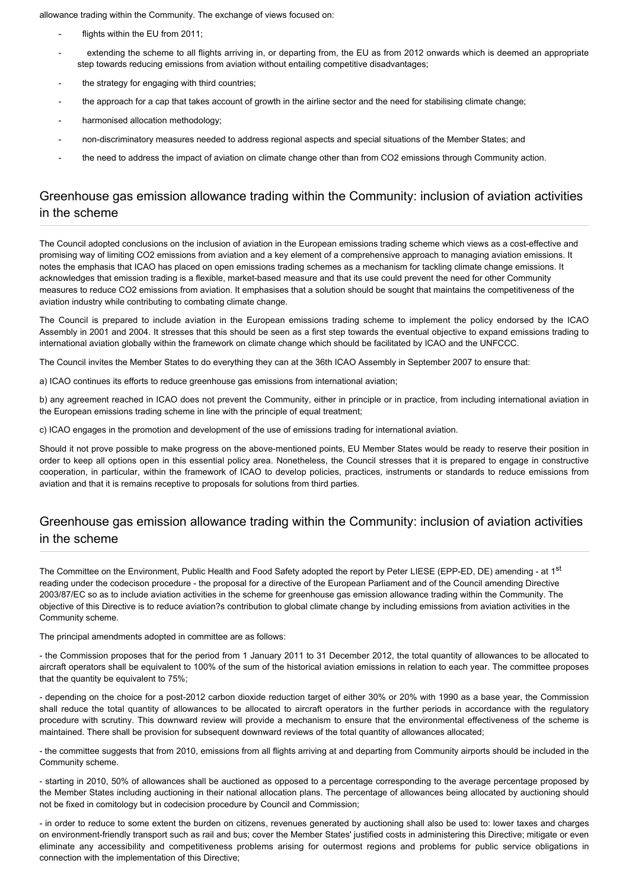allowance trading within the Community. The exchange of views focused on:

- flights within the EU from 2011;
- extending the scheme to all flights arriving in, or departing from, the EU as from 2012 onwards which is deemed an appropriate step towards reducing emissions from aviation without entailing competitive disadvantages;
- the strategy for engaging with third countries;
- the approach for a cap that takes account of growth in the airline sector and the need for stabilising climate change;
- harmonised allocation methodology;
- non-discriminatory measures needed to address regional aspects and special situations of the Member States; and
- the need to address the impact of aviation on climate change other than from CO2 emissions through Community action.

## Greenhouse gas emission allowance trading within the Community: inclusion of aviation activities in the scheme

The Council adopted conclusions on the inclusion of aviation in the European emissions trading scheme which views as a cost-effective and promising way of limiting CO2 emissions from aviation and a key element of a comprehensive approach to managing aviation emissions. It notes the emphasis that ICAO has placed on open emissions trading schemes as a mechanism for tackling climate change emissions. It acknowledges that emission trading is a flexible, market-based measure and that its use could prevent the need for other Community measures to reduce CO2 emissions from aviation. It emphasises that a solution should be sought that maintains the competitiveness of the aviation industry while contributing to combating climate change.

The Council is prepared to include aviation in the European emissions trading scheme to implement the policy endorsed by the ICAO Assembly in 2001 and 2004. It stresses that this should be seen as a first step towards the eventual objective to expand emissions trading to international aviation globally within the framework on climate change which should be facilitated by ICAO and the UNFCCC.

The Council invites the Member States to do everything they can at the 36th ICAO Assembly in September 2007 to ensure that:

a) ICAO continues its efforts to reduce greenhouse gas emissions from international aviation;

b) any agreement reached in ICAO does not prevent the Community, either in principle or in practice, from including international aviation in the European emissions trading scheme in line with the principle of equal treatment;

c) ICAO engages in the promotion and development of the use of emissions trading for international aviation.

Should it not prove possible to make progress on the above-mentioned points, EU Member States would be ready to reserve their position in order to keep all options open in this essential policy area. Nonetheless, the Council stresses that it is prepared to engage in constructive cooperation, in particular, within the framework of ICAO to develop policies, practices, instruments or standards to reduce emissions from aviation and that it is remains receptive to proposals for solutions from third parties.

## Greenhouse gas emission allowance trading within the Community: inclusion of aviation activities in the scheme

The Committee on the Environment, Public Health and Food Safety adopted the report by Peter LIESE (EPP-ED, DE) amending - at 1st reading under the codecison procedure - the proposal for a directive of the European Parliament and of the Council amending Directive 2003/87/EC so as to include aviation activities in the scheme for greenhouse gas emission allowance trading within the Community. The objective of this Directive is to reduce aviation?s contribution to global climate change by including emissions from aviation activities in the Community scheme.

The principal amendments adopted in committee are as follows:

- the Commission proposes that for the period from 1 January 2011 to 31 December 2012, the total quantity of allowances to be allocated to aircraft operators shall be equivalent to 100% of the sum of the historical aviation emissions in relation to each year. The committee proposes that the quantity be equivalent to 75%;

- depending on the choice for a post-2012 carbon dioxide reduction target of either 30% or 20% with 1990 as a base year, the Commission shall reduce the total quantity of allowances to be allocated to aircraft operators in the further periods in accordance with the regulatory procedure with scrutiny. This downward review will provide a mechanism to ensure that the environmental effectiveness of the scheme is maintained. There shall be provision for subsequent downward reviews of the total quantity of allowances allocated;

- the committee suggests that from 2010, emissions from all flights arriving at and departing from Community airports should be included in the Community scheme.

- starting in 2010, 50% of allowances shall be auctioned as opposed to a percentage corresponding to the average percentage proposed by the Member States including auctioning in their national allocation plans. The percentage of allowances being allocated by auctioning should not be fixed in comitology but in codecision procedure by Council and Commission;

- in order to reduce to some extent the burden on citizens, revenues generated by auctioning shall also be used to: lower taxes and charges on environment-friendly transport such as rail and bus; cover the Member States' justified costs in administering this Directive; mitigate or even eliminate any accessibility and competitiveness problems arising for outermost regions and problems for public service obligations in connection with the implementation of this Directive;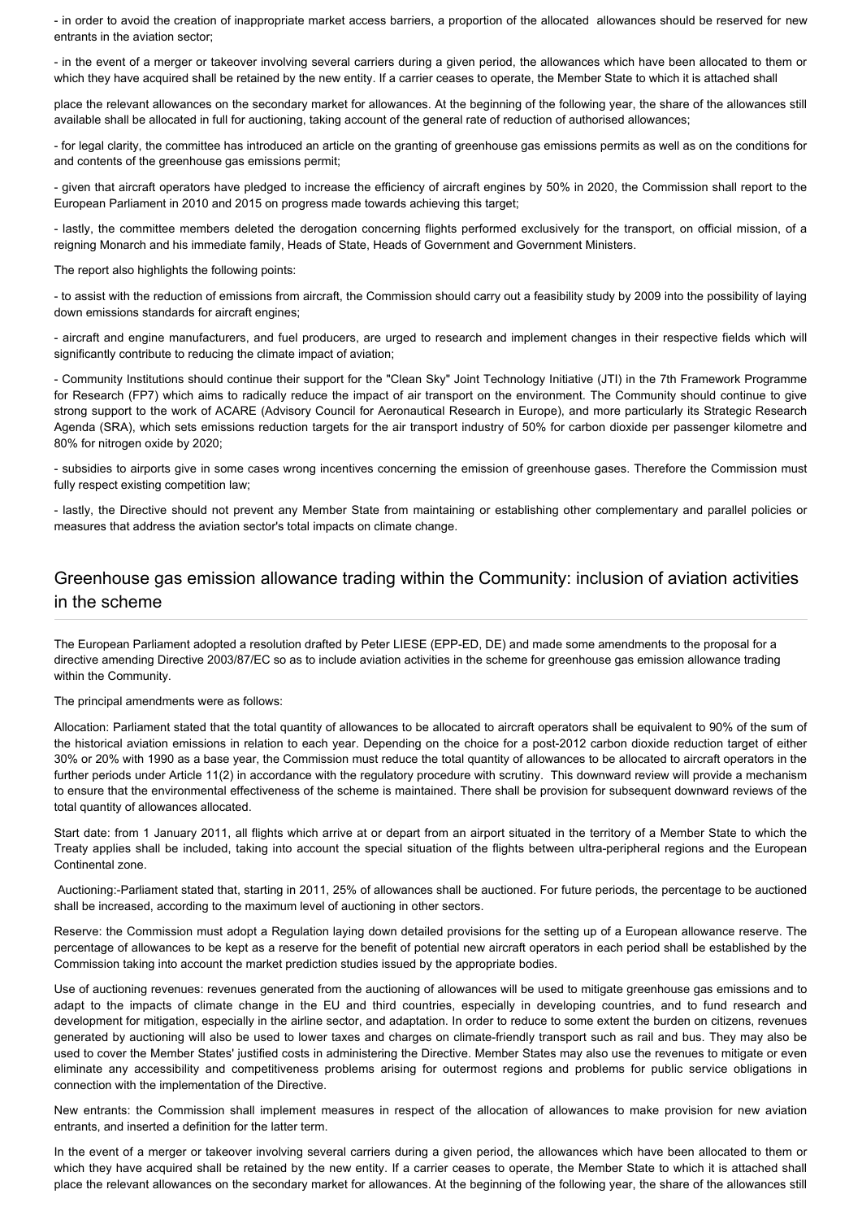- in order to avoid the creation of inappropriate market access barriers, a proportion of the allocated allowances should be reserved for new entrants in the aviation sector;

- in the event of a merger or takeover involving several carriers during a given period, the allowances which have been allocated to them or which they have acquired shall be retained by the new entity. If a carrier ceases to operate, the Member State to which it is attached shall place the relevant allowances on the secondary market for allowances. At the beginning of the following year, the share of the allowances still available shall be allocated in full for auctioning, taking account of the general rate of reduction of authorised allowances;

- for legal clarity, the committee has introduced an article on the granting of greenhouse gas emissions permits as well as on the conditions for and contents of the greenhouse gas emissions permit;

- given that aircraft operators have pledged to increase the efficiency of aircraft engines by 50% in 2020, the Commission shall report to the European Parliament in 2010 and 2015 on progress made towards achieving this target;

- lastly, the committee members deleted the derogation concerning flights performed exclusively for the transport, on official mission, of a reigning Monarch and his immediate family, Heads of State, Heads of Government and Government Ministers.

The report also highlights the following points:

- to assist with the reduction of emissions from aircraft, the Commission should carry out a feasibility study by 2009 into the possibility of laying down emissions standards for aircraft engines;

- aircraft and engine manufacturers, and fuel producers, are urged to research and implement changes in their respective fields which will significantly contribute to reducing the climate impact of aviation;

- Community Institutions should continue their support for the "Clean Sky" Joint Technology Initiative (JTI) in the 7th Framework Programme for Research (FP7) which aims to radically reduce the impact of air transport on the environment. The Community should continue to give strong support to the work of ACARE (Advisory Council for Aeronautical Research in Europe), and more particularly its Strategic Research Agenda (SRA), which sets emissions reduction targets for the air transport industry of 50% for carbon dioxide per passenger kilometre and 80% for nitrogen oxide by 2020;

- subsidies to airports give in some cases wrong incentives concerning the emission of greenhouse gases. Therefore the Commission must fully respect existing competition law;

- lastly, the Directive should not prevent any Member State from maintaining or establishing other complementary and parallel policies or measures that address the aviation sector's total impacts on climate change.

## Greenhouse gas emission allowance trading within the Community: inclusion of aviation activities in the scheme

The European Parliament adopted a resolution drafted by Peter LIESE (EPP-ED, DE) and made some amendments to the proposal for a directive amending Directive 2003/87/EC so as to include aviation activities in the scheme for greenhouse gas emission allowance trading within the Community.

The principal amendments were as follows:

Allocation: Parliament stated that the total quantity of allowances to be allocated to aircraft operators shall be equivalent to 90% of the sum of the historical aviation emissions in relation to each year. Depending on the choice for a post-2012 carbon dioxide reduction target of either 30% or 20% with 1990 as a base year, the Commission must reduce the total quantity of allowances to be allocated to aircraft operators in the further periods under Article 11(2) in accordance with the regulatory procedure with scrutiny. This downward review will provide a mechanism to ensure that the environmental effectiveness of the scheme is maintained. There shall be provision for subsequent downward reviews of the total quantity of allowances allocated.

Start date: from 1 January 2011, all flights which arrive at or depart from an airport situated in the territory of a Member State to which the Treaty applies shall be included, taking into account the special situation of the flights between ultra-peripheral regions and the European Continental zone.

Auctioning:-Parliament stated that, starting in 2011, 25% of allowances shall be auctioned. For future periods, the percentage to be auctioned shall be increased, according to the maximum level of auctioning in other sectors.

Reserve: the Commission must adopt a Regulation laying down detailed provisions for the setting up of a European allowance reserve. The percentage of allowances to be kept as a reserve for the benefit of potential new aircraft operators in each period shall be established by the Commission taking into account the market prediction studies issued by the appropriate bodies.

Use of auctioning revenues: revenues generated from the auctioning of allowances will be used to mitigate greenhouse gas emissions and to adapt to the impacts of climate change in the EU and third countries, especially in developing countries, and to fund research and development for mitigation, especially in the airline sector, and adaptation. In order to reduce to some extent the burden on citizens, revenues generated by auctioning will also be used to lower taxes and charges on climate-friendly transport such as rail and bus. They may also be used to cover the Member States' justified costs in administering the Directive. Member States may also use the revenues to mitigate or even eliminate any accessibility and competitiveness problems arising for outermost regions and problems for public service obligations in connection with the implementation of the Directive.

New entrants: the Commission shall implement measures in respect of the allocation of allowances to make provision for new aviation entrants, and inserted a definition for the latter term.

In the event of a merger or takeover involving several carriers during a given period, the allowances which have been allocated to them or which they have acquired shall be retained by the new entity. If a carrier ceases to operate, the Member State to which it is attached shall place the relevant allowances on the secondary market for allowances. At the beginning of the following year, the share of the allowances still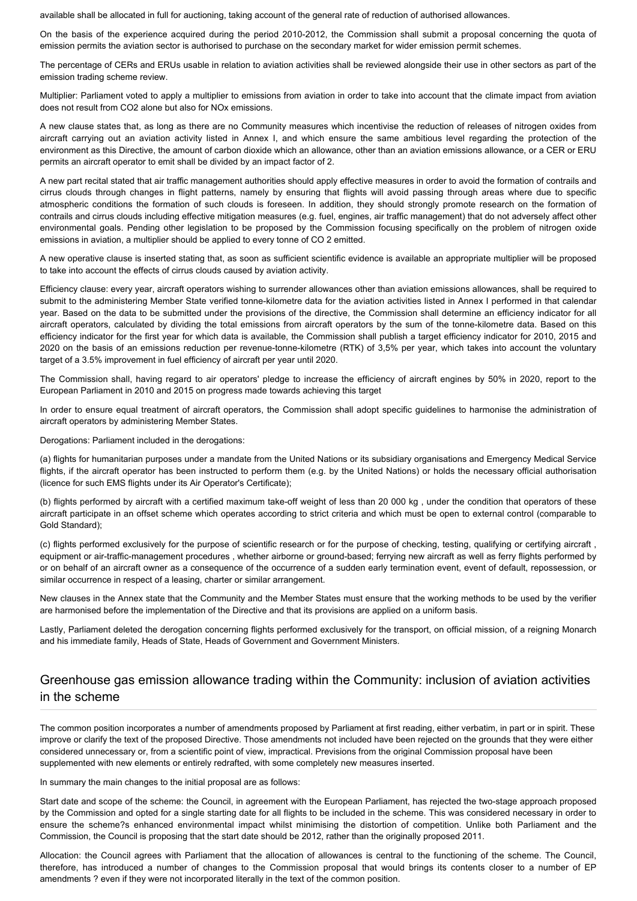available shall be allocated in full for auctioning, taking account of the general rate of reduction of authorised allowances.

On the basis of the experience acquired during the period 2010-2012, the Commission shall submit a proposal concerning the quota of emission permits the aviation sector is authorised to purchase on the secondary market for wider emission permit schemes.

The percentage of CERs and ERUs usable in relation to aviation activities shall be reviewed alongside their use in other sectors as part of the emission trading scheme review.

Multiplier: Parliament voted to apply a multiplier to emissions from aviation in order to take into account that the climate impact from aviation does not result from $CO_2$ alone but also for $NO_x$ emissions.

A new clause states that, as long as there are no Community measures which incentivise the reduction of releases of nitrogen oxides from aircraft carrying out an aviation activity listed in Annex I, and which ensure the same ambitious level regarding the protection of the environment as this Directive, the amount of carbon dioxide which an allowance, other than an aviation emissions allowance, or a CER or ERU permits an aircraft operator to emit shall be divided by an impact factor of 2.

A new part recital stated that air traffic management authorities should apply effective measures in order to avoid the formation of contrails and cirrus clouds through changes in flight patterns, namely by ensuring that flights will avoid passing through areas where due to specific atmospheric conditions the formation of such clouds is foreseen. In addition, they should strongly promote research on the formation of contrails and cirrus clouds including effective mitigation measures (e.g. fuel, engines, air traffic management) that do not adversely affect other environmental goals. Pending other legislation to be proposed by the Commission focusing specifically on the problem of nitrogen oxide emissions in aviation, a multiplier should be applied to every tonne of $CO_2$ emitted.

A new operative clause is inserted stating that, as soon as sufficient scientific evidence is available an appropriate multiplier will be proposed to take into account the effects of cirrus clouds caused by aviation activity.

Efficiency clause: every year, aircraft operators wishing to surrender allowances other than aviation emissions allowances, shall be required to submit to the administering Member State verified tonne-kilometre data for the aviation activities listed in Annex I performed in that calendar year. Based on the data to be submitted under the provisions of the directive, the Commission shall determine an efficiency indicator for all aircraft operators, calculated by dividing the total emissions from aircraft operators by the sum of the tonne-kilometre data. Based on this efficiency indicator for the first year for which data is available, the Commission shall publish a target efficiency indicator for 2010, 2015 and 2020 on the basis of an emissions reduction per revenue-tonne-kilometre (RTK) of 3,5% per year, which takes into account the voluntary target of a 3.5% improvement in fuel efficiency of aircraft per year until 2020.

The Commission shall, having regard to air operators' pledge to increase the efficiency of aircraft engines by 50% in 2020, report to the European Parliament in 2010 and 2015 on progress made towards achieving this target

In order to ensure equal treatment of aircraft operators, the Commission shall adopt specific guidelines to harmonise the administration of aircraft operators by administering Member States.

Derogations: Parliament included in the derogations:

(a) flights for humanitarian purposes under a mandate from the United Nations or its subsidiary organisations and Emergency Medical Service flights, if the aircraft operator has been instructed to perform them (e.g. by the United Nations) or holds the necessary official authorisation (licence for such EMS flights under its Air Operator's Certificate);

(b) flights performed by aircraft with a certified maximum take-off weight of less than 20 000 kg , under the condition that operators of these aircraft participate in an offset scheme which operates according to strict criteria and which must be open to external control (comparable to Gold Standard);

(c) flights performed exclusively for the purpose of scientific research or for the purpose of checking, testing, qualifying or certifying aircraft , equipment or air-traffic-management procedures , whether airborne or ground-based; ferrying new aircraft as well as ferry flights performed by or on behalf of an aircraft owner as a consequence of the occurrence of a sudden early termination event, event of default, repossession, or similar occurrence in respect of a leasing, charter or similar arrangement.

New clauses in the Annex state that the Community and the Member States must ensure that the working methods to be used by the verifier are harmonised before the implementation of the Directive and that its provisions are applied on a uniform basis.

Lastly, Parliament deleted the derogation concerning flights performed exclusively for the transport, on official mission, of a reigning Monarch and his immediate family, Heads of State, Heads of Government and Government Ministers.

## Greenhouse gas emission allowance trading within the Community: inclusion of aviation activities in the scheme

The common position incorporates a number of amendments proposed by Parliament at first reading, either verbatim, in part or in spirit. These improve or clarify the text of the proposed Directive. Those amendments not included have been rejected on the grounds that they were either considered unnecessary or, from a scientific point of view, impractical. Previsions from the original Commission proposal have been supplemented with new elements or entirely redrafted, with some completely new measures inserted.

In summary the main changes to the initial proposal are as follows:

Start date and scope of the scheme: the Council, in agreement with the European Parliament, has rejected the two-stage approach proposed by the Commission and opted for a single starting date for all flights to be included in the scheme. This was considered necessary in order to ensure the scheme?s enhanced environmental impact whilst minimising the distortion of competition. Unlike both Parliament and the Commission, the Council is proposing that the start date should be 2012, rather than the originally proposed 2011.

Allocation: the Council agrees with Parliament that the allocation of allowances is central to the functioning of the scheme. The Council, therefore, has introduced a number of changes to the Commission proposal that would brings its contents closer to a number of EP amendments ? even if they were not incorporated literally in the text of the common position.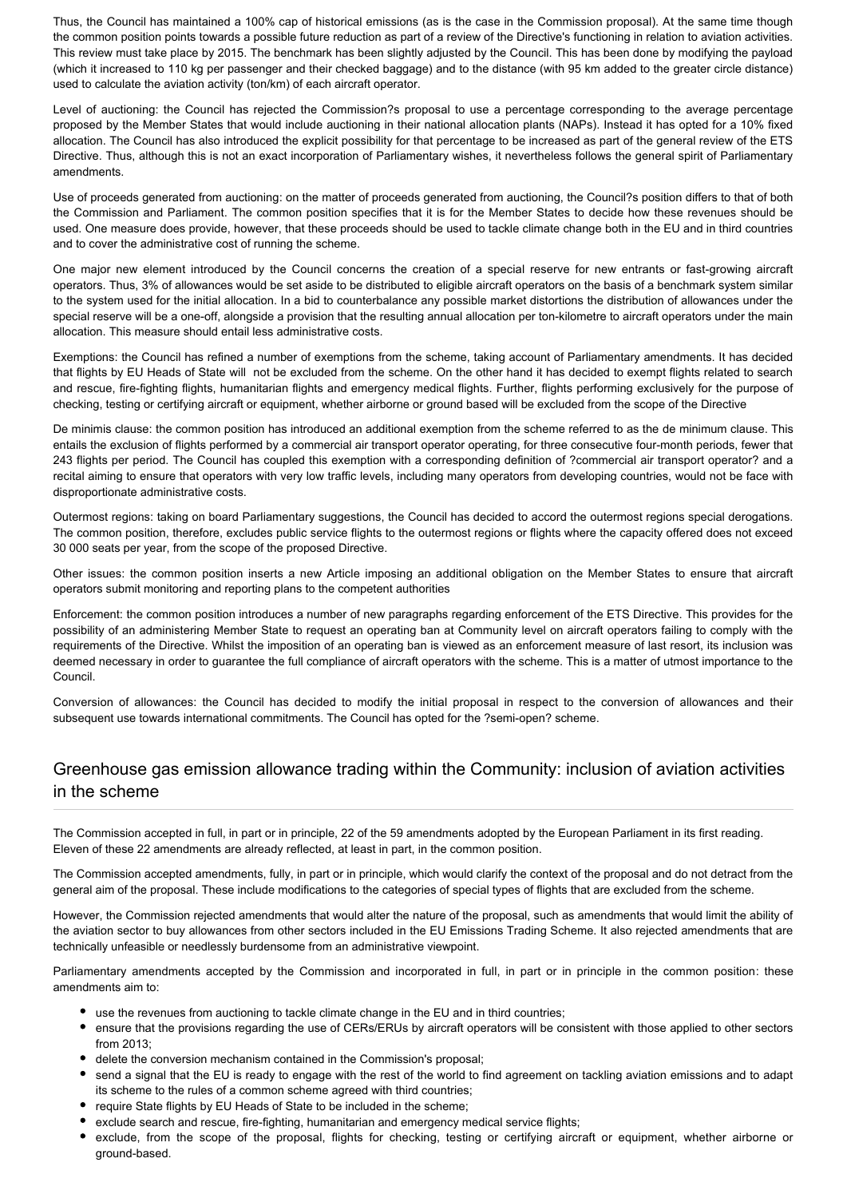Thus, the Council has maintained a 100% cap of historical emissions (as is the case in the Commission proposal). At the same time though the common position points towards a possible future reduction as part of a review of the Directive's functioning in relation to aviation activities. This review must take place by 2015. The benchmark has been slightly adjusted by the Council. This has been done by modifying the payload (which it increased to 110 kg per passenger and their checked baggage) and to the distance (with 95 km added to the greater circle distance) used to calculate the aviation activity (ton/km) of each aircraft operator.

Level of auctioning: the Council has rejected the Commission?s proposal to use a percentage corresponding to the average percentage proposed by the Member States that would include auctioning in their national allocation plants (NAPs). Instead it has opted for a 10% fixed allocation. The Council has also introduced the explicit possibility for that percentage to be increased as part of the general review of the ETS Directive. Thus, although this is not an exact incorporation of Parliamentary wishes, it nevertheless follows the general spirit of Parliamentary amendments.

Use of proceeds generated from auctioning: on the matter of proceeds generated from auctioning, the Council?s position differs to that of both the Commission and Parliament. The common position specifies that it is for the Member States to decide how these revenues should be used. One measure does provide, however, that these proceeds should be used to tackle climate change both in the EU and in third countries and to cover the administrative cost of running the scheme.

One major new element introduced by the Council concerns the creation of a special reserve for new entrants or fast-growing aircraft operators. Thus, 3% of allowances would be set aside to be distributed to eligible aircraft operators on the basis of a benchmark system similar to the system used for the initial allocation. In a bid to counterbalance any possible market distortions the distribution of allowances under the special reserve will be a one-off, alongside a provision that the resulting annual allocation per ton-kilometre to aircraft operators under the main allocation. This measure should entail less administrative costs.

Exemptions: the Council has refined a number of exemptions from the scheme, taking account of Parliamentary amendments. It has decided that flights by EU Heads of State will not be excluded from the scheme. On the other hand it has decided to exempt flights related to search and rescue, fire-fighting flights, humanitarian flights and emergency medical flights. Further, flights performing exclusively for the purpose of checking, testing or certifying aircraft or equipment, whether airborne or ground based will be excluded from the scope of the Directive

De minimis clause: the common position has introduced an additional exemption from the scheme referred to as the de minimum clause. This entails the exclusion of flights performed by a commercial air transport operator operating, for three consecutive four-month periods, fewer that 243 flights per period. The Council has coupled this exemption with a corresponding definition of ?commercial air transport operator? and a recital aiming to ensure that operators with very low traffic levels, including many operators from developing countries, would not be face with disproportionate administrative costs.

Outermost regions: taking on board Parliamentary suggestions, the Council has decided to accord the outermost regions special derogations. The common position, therefore, excludes public service flights to the outermost regions or flights where the capacity offered does not exceed 30 000 seats per year, from the scope of the proposed Directive.

Other issues: the common position inserts a new Article imposing an additional obligation on the Member States to ensure that aircraft operators submit monitoring and reporting plans to the competent authorities

Enforcement: the common position introduces a number of new paragraphs regarding enforcement of the ETS Directive. This provides for the possibility of an administering Member State to request an operating ban at Community level on aircraft operators failing to comply with the requirements of the Directive. Whilst the imposition of an operating ban is viewed as an enforcement measure of last resort, its inclusion was deemed necessary in order to guarantee the full compliance of aircraft operators with the scheme. This is a matter of utmost importance to the Council.

Conversion of allowances: the Council has decided to modify the initial proposal in respect to the conversion of allowances and their subsequent use towards international commitments. The Council has opted for the ?semi-open? scheme.

## Greenhouse gas emission allowance trading within the Community: inclusion of aviation activities in the scheme

The Commission accepted in full, in part or in principle, 22 of the 59 amendments adopted by the European Parliament in its first reading. Eleven of these 22 amendments are already reflected, at least in part, in the common position.

The Commission accepted amendments, fully, in part or in principle, which would clarify the context of the proposal and do not detract from the general aim of the proposal. These include modifications to the categories of special types of flights that are excluded from the scheme.

However, the Commission rejected amendments that would alter the nature of the proposal, such as amendments that would limit the ability of the aviation sector to buy allowances from other sectors included in the EU Emissions Trading Scheme. It also rejected amendments that are technically unfeasible or needlessly burdensome from an administrative viewpoint.

Parliamentary amendments accepted by the Commission and incorporated in full, in part or in principle in the common position: these amendments aim to:

- use the revenues from auctioning to tackle climate change in the EU and in third countries;
- ensure that the provisions regarding the use of CERs/ERUs by aircraft operators will be consistent with those applied to other sectors from 2013;
- delete the conversion mechanism contained in the Commission's proposal;
- send a signal that the EU is ready to engage with the rest of the world to find agreement on tackling aviation emissions and to adapt its scheme to the rules of a common scheme agreed with third countries;
- require State flights by EU Heads of State to be included in the scheme;
- exclude search and rescue, fire-fighting, humanitarian and emergency medical service flights;
- exclude, from the scope of the proposal, flights for checking, testing or certifying aircraft or equipment, whether airborne or ground-based.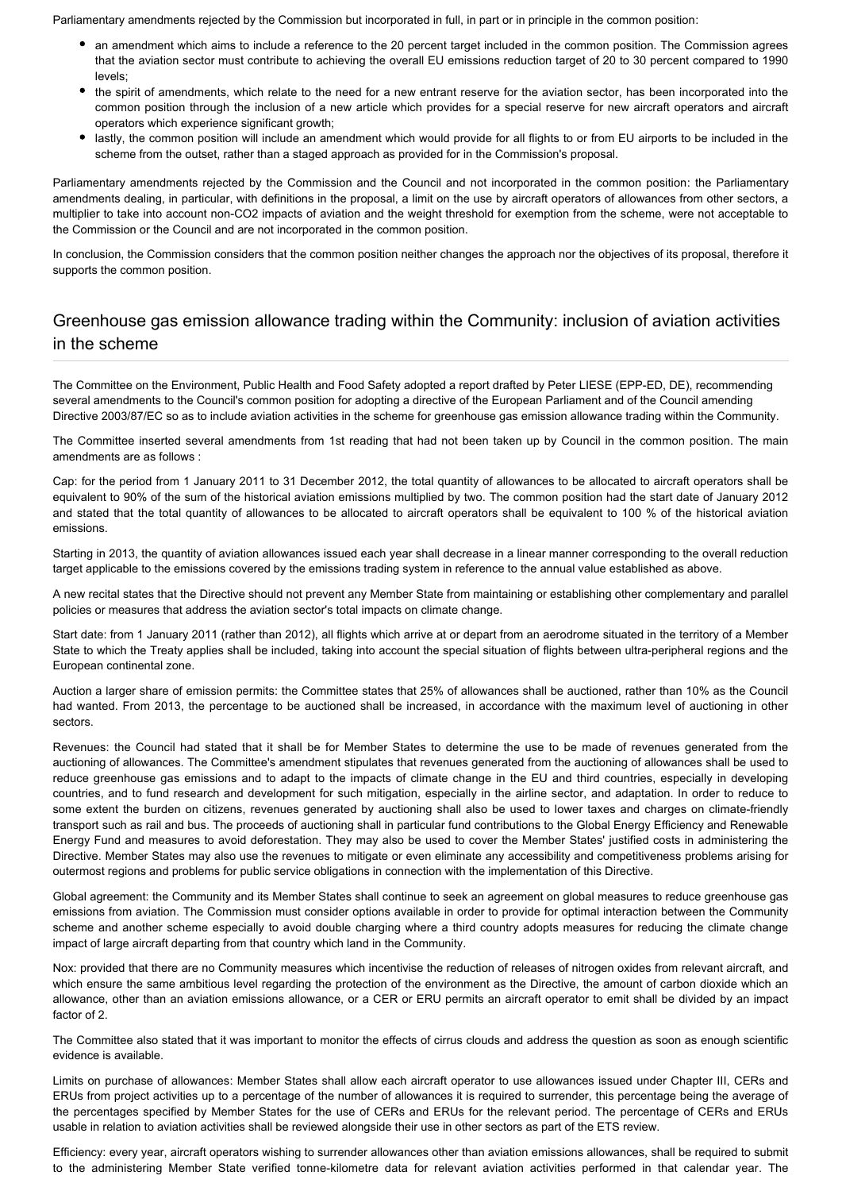Parliamentary amendments rejected by the Commission but incorporated in full, in part or in principle in the common position:

- an amendment which aims to include a reference to the 20 percent target included in the common position. The Commission agrees that the aviation sector must contribute to achieving the overall EU emissions reduction target of 20 to 30 percent compared to 1990 levels;
- the spirit of amendments, which relate to the need for a new entrant reserve for the aviation sector, has been incorporated into the common position through the inclusion of a new article which provides for a special reserve for new aircraft operators and aircraft operators which experience significant growth;
- lastly, the common position will include an amendment which would provide for all flights to or from EU airports to be included in the scheme from the outset, rather than a staged approach as provided for in the Commission's proposal.

Parliamentary amendments rejected by the Commission and the Council and not incorporated in the common position: the Parliamentary amendments dealing, in particular, with definitions in the proposal, a limit on the use by aircraft operators of allowances from other sectors, a multiplier to take into account non-$CO_2$ impacts of aviation and the weight threshold for exemption from the scheme, were not acceptable to the Commission or the Council and are not incorporated in the common position.

In conclusion, the Commission considers that the common position neither changes the approach nor the objectives of its proposal, therefore it supports the common position.

## Greenhouse gas emission allowance trading within the Community: inclusion of aviation activities in the scheme

The Committee on the Environment, Public Health and Food Safety adopted a report drafted by Peter LIESE (EPP-ED, DE), recommending several amendments to the Council's common position for adopting a directive of the European Parliament and of the Council amending Directive 2003/87/EC so as to include aviation activities in the scheme for greenhouse gas emission allowance trading within the Community.

The Committee inserted several amendments from 1st reading that had not been taken up by Council in the common position. The main amendments are as follows :

Cap: for the period from 1 January 2011 to 31 December 2012, the total quantity of allowances to be allocated to aircraft operators shall be equivalent to 90% of the sum of the historical aviation emissions multiplied by two. The common position had the start date of January 2012 and stated that the total quantity of allowances to be allocated to aircraft operators shall be equivalent to 100 % of the historical aviation emissions.

Starting in 2013, the quantity of aviation allowances issued each year shall decrease in a linear manner corresponding to the overall reduction target applicable to the emissions covered by the emissions trading system in reference to the annual value established as above.

A new recital states that the Directive should not prevent any Member State from maintaining or establishing other complementary and parallel policies or measures that address the aviation sector's total impacts on climate change.

Start date: from 1 January 2011 (rather than 2012), all flights which arrive at or depart from an aerodrome situated in the territory of a Member State to which the Treaty applies shall be included, taking into account the special situation of flights between ultra-peripheral regions and the European continental zone.

Auction a larger share of emission permits: the Committee states that 25% of allowances shall be auctioned, rather than 10% as the Council had wanted. From 2013, the percentage to be auctioned shall be increased, in accordance with the maximum level of auctioning in other sectors.

Revenues: the Council had stated that it shall be for Member States to determine the use to be made of revenues generated from the auctioning of allowances. The Committee's amendment stipulates that revenues generated from the auctioning of allowances shall be used to reduce greenhouse gas emissions and to adapt to the impacts of climate change in the EU and third countries, especially in developing countries, and to fund research and development for such mitigation, especially in the airline sector, and adaptation. In order to reduce to some extent the burden on citizens, revenues generated by auctioning shall also be used to lower taxes and charges on climate-friendly transport such as rail and bus. The proceeds of auctioning shall in particular fund contributions to the Global Energy Efficiency and Renewable Energy Fund and measures to avoid deforestation. They may also be used to cover the Member States' justified costs in administering the Directive. Member States may also use the revenues to mitigate or even eliminate any accessibility and competitiveness problems arising for outermost regions and problems for public service obligations in connection with the implementation of this Directive.

Global agreement: the Community and its Member States shall continue to seek an agreement on global measures to reduce greenhouse gas emissions from aviation. The Commission must consider options available in order to provide for optimal interaction between the Community scheme and another scheme especially to avoid double charging where a third country adopts measures for reducing the climate change impact of large aircraft departing from that country which land in the Community.

Nox: provided that there are no Community measures which incentivise the reduction of releases of nitrogen oxides from relevant aircraft, and which ensure the same ambitious level regarding the protection of the environment as the Directive, the amount of carbon dioxide which an allowance, other than an aviation emissions allowance, or a CER or ERU permits an aircraft operator to emit shall be divided by an impact factor of 2.

The Committee also stated that it was important to monitor the effects of cirrus clouds and address the question as soon as enough scientific evidence is available.

Limits on purchase of allowances: Member States shall allow each aircraft operator to use allowances issued under Chapter III, CERs and ERUs from project activities up to a percentage of the number of allowances it is required to surrender, this percentage being the average of the percentages specified by Member States for the use of CERs and ERUs for the relevant period. The percentage of CERs and ERUs usable in relation to aviation activities shall be reviewed alongside their use in other sectors as part of the ETS review.

Efficiency: every year, aircraft operators wishing to surrender allowances other than aviation emissions allowances, shall be required to submit to the administering Member State verified tonne-kilometre data for relevant aviation activities performed in that calendar year. The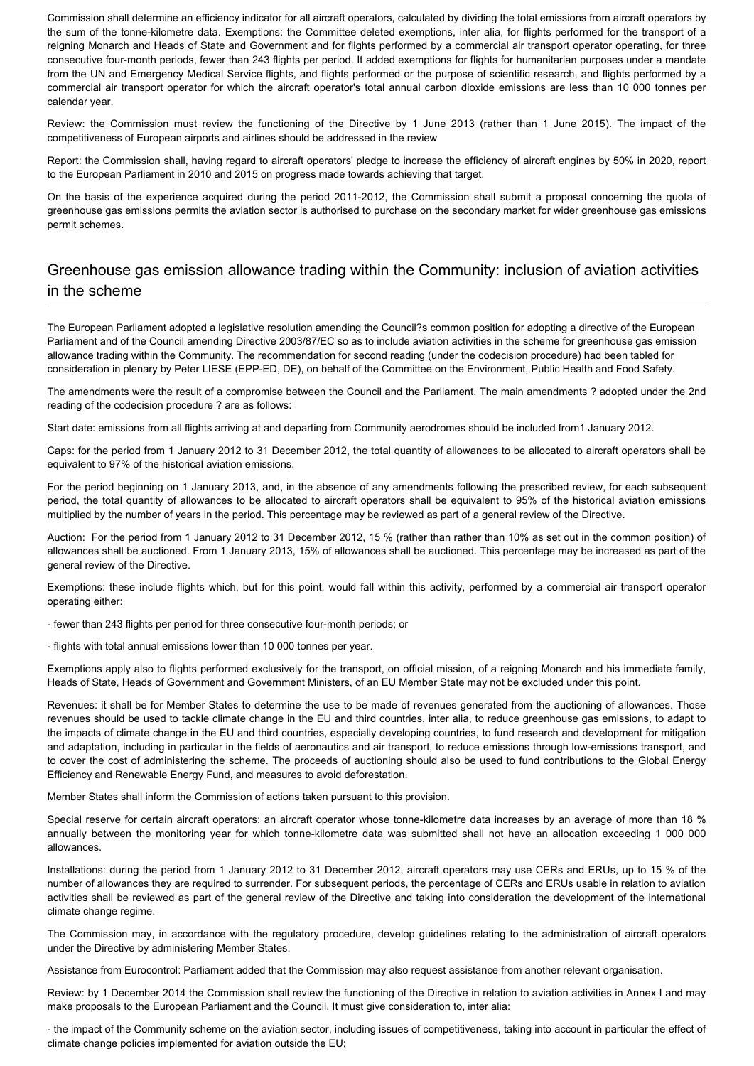Commission shall determine an efficiency indicator for all aircraft operators, calculated by dividing the total emissions from aircraft operators by the sum of the tonne-kilometre data. Exemptions: the Committee deleted exemptions, inter alia, for flights performed for the transport of a reigning Monarch and Heads of State and Government and for flights performed by a commercial air transport operator operating, for three consecutive four-month periods, fewer than 243 flights per period. It added exemptions for flights for humanitarian purposes under a mandate from the UN and Emergency Medical Service flights, and flights performed or the purpose of scientific research, and flights performed by a commercial air transport operator for which the aircraft operator's total annual carbon dioxide emissions are less than 10 000 tonnes per calendar year.

Review: the Commission must review the functioning of the Directive by 1 June 2013 (rather than 1 June 2015). The impact of the competitiveness of European airports and airlines should be addressed in the review

Report: the Commission shall, having regard to aircraft operators' pledge to increase the efficiency of aircraft engines by 50% in 2020, report to the European Parliament in 2010 and 2015 on progress made towards achieving that target.

On the basis of the experience acquired during the period 2011-2012, the Commission shall submit a proposal concerning the quota of greenhouse gas emissions permits the aviation sector is authorised to purchase on the secondary market for wider greenhouse gas emissions permit schemes.

## Greenhouse gas emission allowance trading within the Community: inclusion of aviation activities in the scheme

The European Parliament adopted a legislative resolution amending the Council?s common position for adopting a directive of the European Parliament and of the Council amending Directive 2003/87/EC so as to include aviation activities in the scheme for greenhouse gas emission allowance trading within the Community. The recommendation for second reading (under the codecision procedure) had been tabled for consideration in plenary by Peter LIESE (EPP-ED, DE), on behalf of the Committee on the Environment, Public Health and Food Safety.

The amendments were the result of a compromise between the Council and the Parliament. The main amendments ? adopted under the 2nd reading of the codecision procedure ? are as follows:

Start date: emissions from all flights arriving at and departing from Community aerodromes should be included from1 January 2012.

Caps: for the period from 1 January 2012 to 31 December 2012, the total quantity of allowances to be allocated to aircraft operators shall be equivalent to 97% of the historical aviation emissions.

For the period beginning on 1 January 2013, and, in the absence of any amendments following the prescribed review, for each subsequent period, the total quantity of allowances to be allocated to aircraft operators shall be equivalent to 95% of the historical aviation emissions multiplied by the number of years in the period. This percentage may be reviewed as part of a general review of the Directive.

Auction: For the period from 1 January 2012 to 31 December 2012, 15 % (rather than rather than 10% as set out in the common position) of allowances shall be auctioned. From 1 January 2013, 15% of allowances shall be auctioned. This percentage may be increased as part of the general review of the Directive.

Exemptions: these include flights which, but for this point, would fall within this activity, performed by a commercial air transport operator operating either:

- fewer than 243 flights per period for three consecutive four-month periods; or

- flights with total annual emissions lower than 10 000 tonnes per year.

Exemptions apply also to flights performed exclusively for the transport, on official mission, of a reigning Monarch and his immediate family, Heads of State, Heads of Government and Government Ministers, of an EU Member State may not be excluded under this point.

Revenues: it shall be for Member States to determine the use to be made of revenues generated from the auctioning of allowances. Those revenues should be used to tackle climate change in the EU and third countries, inter alia, to reduce greenhouse gas emissions, to adapt to the impacts of climate change in the EU and third countries, especially developing countries, to fund research and development for mitigation and adaptation, including in particular in the fields of aeronautics and air transport, to reduce emissions through low-emissions transport, and to cover the cost of administering the scheme. The proceeds of auctioning should also be used to fund contributions to the Global Energy Efficiency and Renewable Energy Fund, and measures to avoid deforestation.

Member States shall inform the Commission of actions taken pursuant to this provision.

Special reserve for certain aircraft operators: an aircraft operator whose tonne-kilometre data increases by an average of more than 18 % annually between the monitoring year for which tonne-kilometre data was submitted shall not have an allocation exceeding 1 000 000 allowances.

Installations: during the period from 1 January 2012 to 31 December 2012, aircraft operators may use CERs and ERUs, up to 15 % of the number of allowances they are required to surrender. For subsequent periods, the percentage of CERs and ERUs usable in relation to aviation activities shall be reviewed as part of the general review of the Directive and taking into consideration the development of the international climate change regime.

The Commission may, in accordance with the regulatory procedure, develop guidelines relating to the administration of aircraft operators under the Directive by administering Member States.

Assistance from Eurocontrol: Parliament added that the Commission may also request assistance from another relevant organisation.

Review: by 1 December 2014 the Commission shall review the functioning of the Directive in relation to aviation activities in Annex I and may make proposals to the European Parliament and the Council. It must give consideration to, inter alia:

- the impact of the Community scheme on the aviation sector, including issues of competitiveness, taking into account in particular the effect of climate change policies implemented for aviation outside the EU;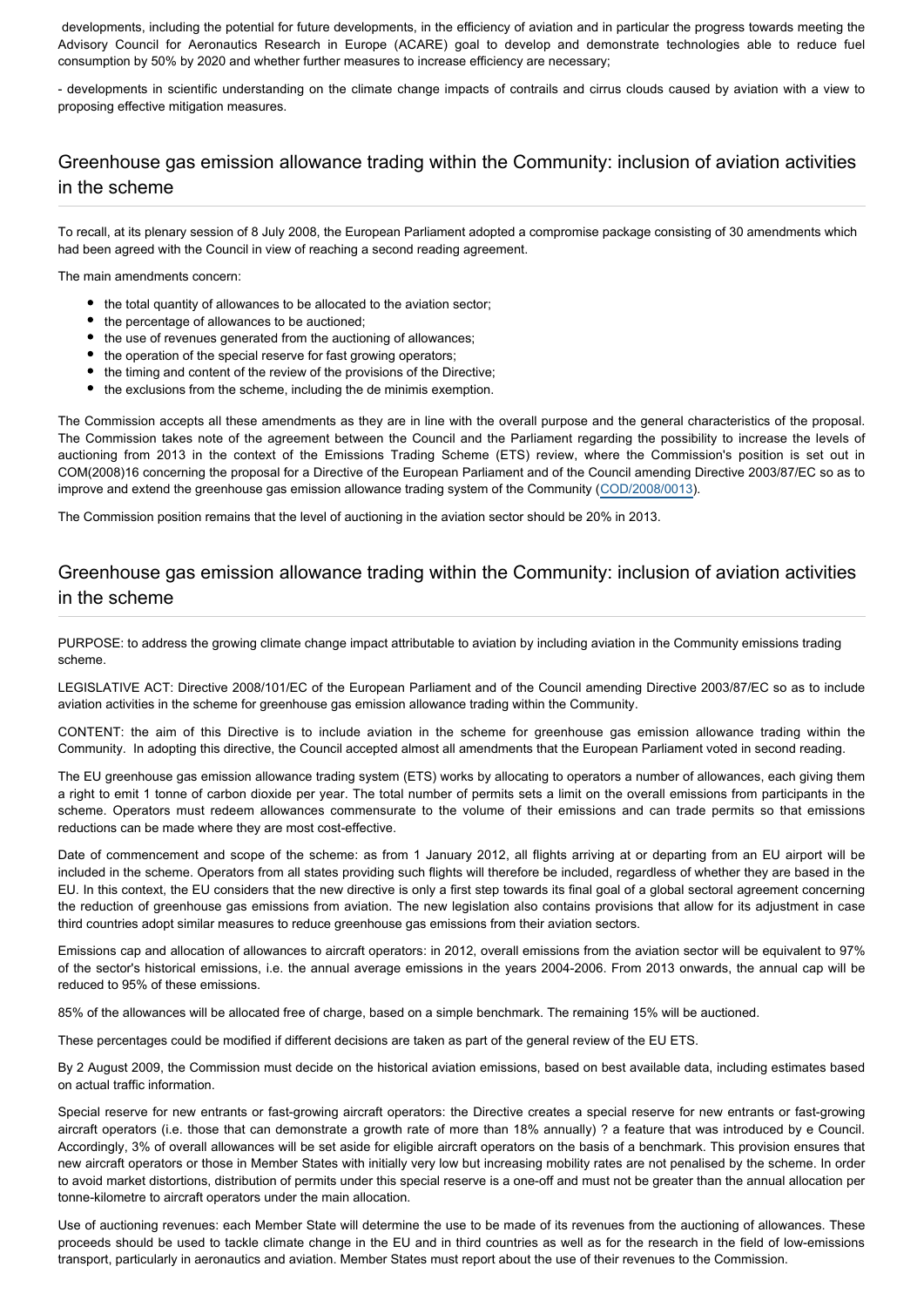developments, including the potential for future developments, in the efficiency of aviation and in particular the progress towards meeting the Advisory Council for Aeronautics Research in Europe (ACARE) goal to develop and demonstrate technologies able to reduce fuel consumption by 50% by 2020 and whether further measures to increase efficiency are necessary;

- developments in scientific understanding on the climate change impacts of contrails and cirrus clouds caused by aviation with a view to proposing effective mitigation measures.

## Greenhouse gas emission allowance trading within the Community: inclusion of aviation activities in the scheme

To recall, at its plenary session of 8 July 2008, the European Parliament adopted a compromise package consisting of 30 amendments which had been agreed with the Council in view of reaching a second reading agreement.

The main amendments concern:

- the total quantity of allowances to be allocated to the aviation sector;
- the percentage of allowances to be auctioned;
- the use of revenues generated from the auctioning of allowances;
- the operation of the special reserve for fast growing operators;
- the timing and content of the review of the provisions of the Directive;
- the exclusions from the scheme, including the de minimis exemption.

The Commission accepts all these amendments as they are in line with the overall purpose and the general characteristics of the proposal. The Commission takes note of the agreement between the Council and the Parliament regarding the possibility to increase the levels of auctioning from 2013 in the context of the Emissions Trading Scheme (ETS) review, where the Commission's position is set out in COM(2008)16 concerning the proposal for a Directive of the European Parliament and of the Council amending Directive 2003/87/EC so as to improve and extend the greenhouse gas emission allowance trading system of the Community (COD/2008/0013).

The Commission position remains that the level of auctioning in the aviation sector should be 20% in 2013.

## Greenhouse gas emission allowance trading within the Community: inclusion of aviation activities in the scheme

PURPOSE: to address the growing climate change impact attributable to aviation by including aviation in the Community emissions trading scheme.

LEGISLATIVE ACT: Directive 2008/101/EC of the European Parliament and of the Council amending Directive 2003/87/EC so as to include aviation activities in the scheme for greenhouse gas emission allowance trading within the Community.

CONTENT: the aim of this Directive is to include aviation in the scheme for greenhouse gas emission allowance trading within the Community. In adopting this directive, the Council accepted almost all amendments that the European Parliament voted in second reading.

The EU greenhouse gas emission allowance trading system (ETS) works by allocating to operators a number of allowances, each giving them a right to emit 1 tonne of carbon dioxide per year. The total number of permits sets a limit on the overall emissions from participants in the scheme. Operators must redeem allowances commensurate to the volume of their emissions and can trade permits so that emissions reductions can be made where they are most cost-effective.

Date of commencement and scope of the scheme: as from 1 January 2012, all flights arriving at or departing from an EU airport will be included in the scheme. Operators from all states providing such flights will therefore be included, regardless of whether they are based in the EU. In this context, the EU considers that the new directive is only a first step towards its final goal of a global sectoral agreement concerning the reduction of greenhouse gas emissions from aviation. The new legislation also contains provisions that allow for its adjustment in case third countries adopt similar measures to reduce greenhouse gas emissions from their aviation sectors.

Emissions cap and allocation of allowances to aircraft operators: in 2012, overall emissions from the aviation sector will be equivalent to 97% of the sector's historical emissions, i.e. the annual average emissions in the years 2004-2006. From 2013 onwards, the annual cap will be reduced to 95% of these emissions.

85% of the allowances will be allocated free of charge, based on a simple benchmark. The remaining 15% will be auctioned.

These percentages could be modified if different decisions are taken as part of the general review of the EU ETS.

By 2 August 2009, the Commission must decide on the historical aviation emissions, based on best available data, including estimates based on actual traffic information.

Special reserve for new entrants or fast-growing aircraft operators: the Directive creates a special reserve for new entrants or fast-growing aircraft operators (i.e. those that can demonstrate a growth rate of more than 18% annually) ? a feature that was introduced by e Council. Accordingly, 3% of overall allowances will be set aside for eligible aircraft operators on the basis of a benchmark. This provision ensures that new aircraft operators or those in Member States with initially very low but increasing mobility rates are not penalised by the scheme. In order to avoid market distortions, distribution of permits under this special reserve is a one-off and must not be greater than the annual allocation per tonne-kilometre to aircraft operators under the main allocation.

Use of auctioning revenues: each Member State will determine the use to be made of its revenues from the auctioning of allowances. These proceeds should be used to tackle climate change in the EU and in third countries as well as for the research in the field of low-emissions transport, particularly in aeronautics and aviation. Member States must report about the use of their revenues to the Commission.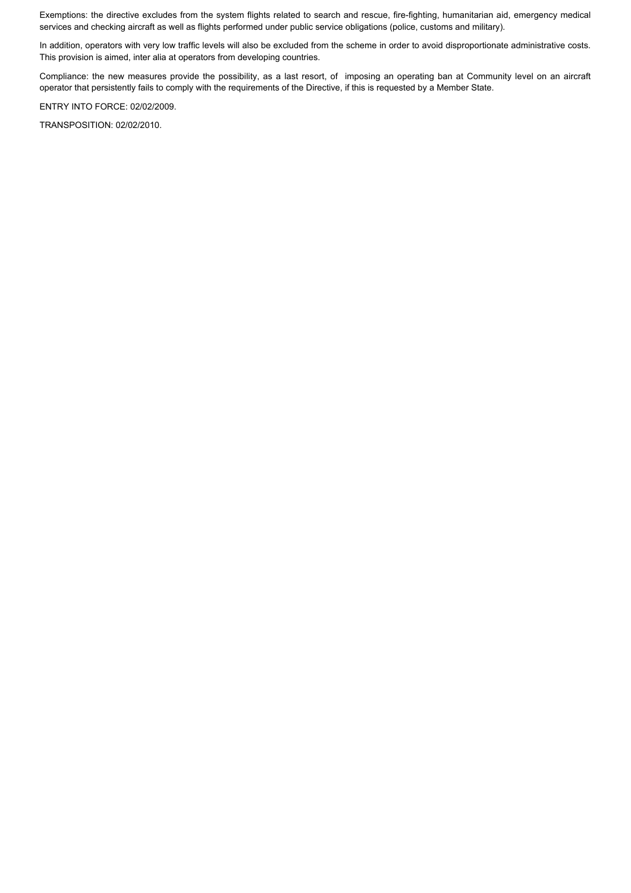Exemptions: the directive excludes from the system flights related to search and rescue, fire-fighting, humanitarian aid, emergency medical services and checking aircraft as well as flights performed under public service obligations (police, customs and military).

In addition, operators with very low traffic levels will also be excluded from the scheme in order to avoid disproportionate administrative costs. This provision is aimed, inter alia at operators from developing countries.

Compliance: the new measures provide the possibility, as a last resort, of imposing an operating ban at Community level on an aircraft operator that persistently fails to comply with the requirements of the Directive, if this is requested by a Member State.

ENTRY INTO FORCE: 02/02/2009.

TRANSPOSITION: 02/02/2010.